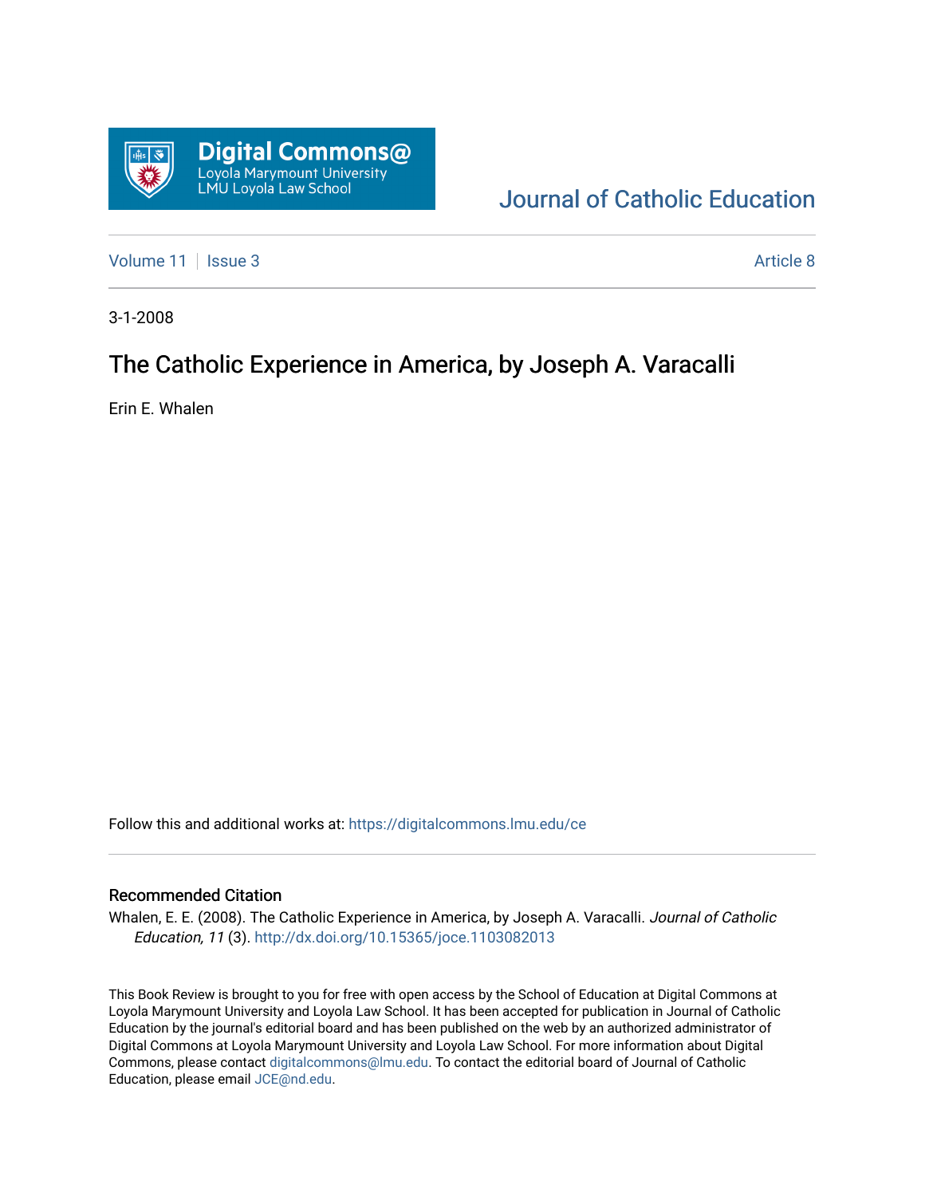Digital Commons@ Loyola Marymount University LMU Loyola Law School

Journal of Catholic Education

Volume 11 | Issue 3 — Article 8

3-1-2008

# The Catholic Experience in America, by Joseph A. Varacalli

Erin E. Whalen

Follow this and additional works at: https://digitalcommons.lmu.edu/ce

## Recommended Citation

Whalen, E. E. (2008). The Catholic Experience in America, by Joseph A. Varacalli. *Journal of Catholic Education, 11* (3). http://dx.doi.org/10.15365/joce.1103082013

This Book Review is brought to you for free with open access by the School of Education at Digital Commons at Loyola Marymount University and Loyola Law School. It has been accepted for publication in Journal of Catholic Education by the journal's editorial board and has been published on the web by an authorized administrator of Digital Commons at Loyola Marymount University and Loyola Law School. For more information about Digital Commons, please contact digitalcommons@lmu.edu. To contact the editorial board of Journal of Catholic Education, please email JCE@nd.edu.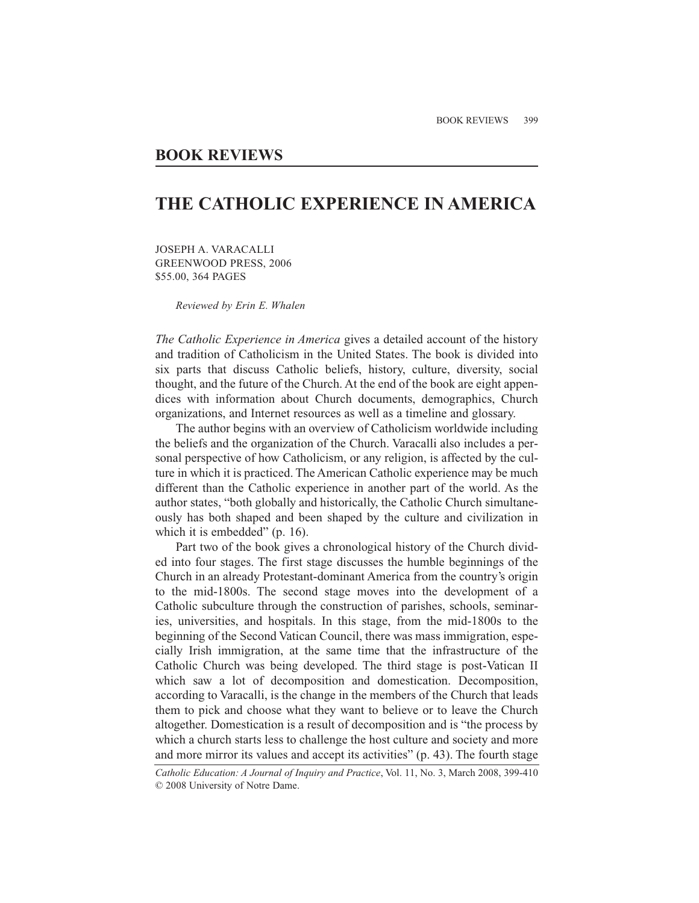## BOOK REVIEWS

# THE CATHOLIC EXPERIENCE IN AMERICA

JOSEPH A. VARACALLI
GREENWOOD PRESS, 2006
$55.00, 364 PAGES

*Reviewed by Erin E. Whalen*

*The Catholic Experience in America* gives a detailed account of the history and tradition of Catholicism in the United States. The book is divided into six parts that discuss Catholic beliefs, history, culture, diversity, social thought, and the future of the Church. At the end of the book are eight appendices with information about Church documents, demographics, Church organizations, and Internet resources as well as a timeline and glossary.

The author begins with an overview of Catholicism worldwide including the beliefs and the organization of the Church. Varacalli also includes a personal perspective of how Catholicism, or any religion, is affected by the culture in which it is practiced. The American Catholic experience may be much different than the Catholic experience in another part of the world. As the author states, "both globally and historically, the Catholic Church simultaneously has both shaped and been shaped by the culture and civilization in which it is embedded" (p. 16).

Part two of the book gives a chronological history of the Church divided into four stages. The first stage discusses the humble beginnings of the Church in an already Protestant-dominant America from the country's origin to the mid-1800s. The second stage moves into the development of a Catholic subculture through the construction of parishes, schools, seminaries, universities, and hospitals. In this stage, from the mid-1800s to the beginning of the Second Vatican Council, there was mass immigration, especially Irish immigration, at the same time that the infrastructure of the Catholic Church was being developed. The third stage is post-Vatican II which saw a lot of decomposition and domestication. Decomposition, according to Varacalli, is the change in the members of the Church that leads them to pick and choose what they want to believe or to leave the Church altogether. Domestication is a result of decomposition and is "the process by which a church starts less to challenge the host culture and society and more and more mirror its values and accept its activities" (p. 43). The fourth stage

*Catholic Education: A Journal of Inquiry and Practice*, Vol. 11, No. 3, March 2008, 399-410
© 2008 University of Notre Dame.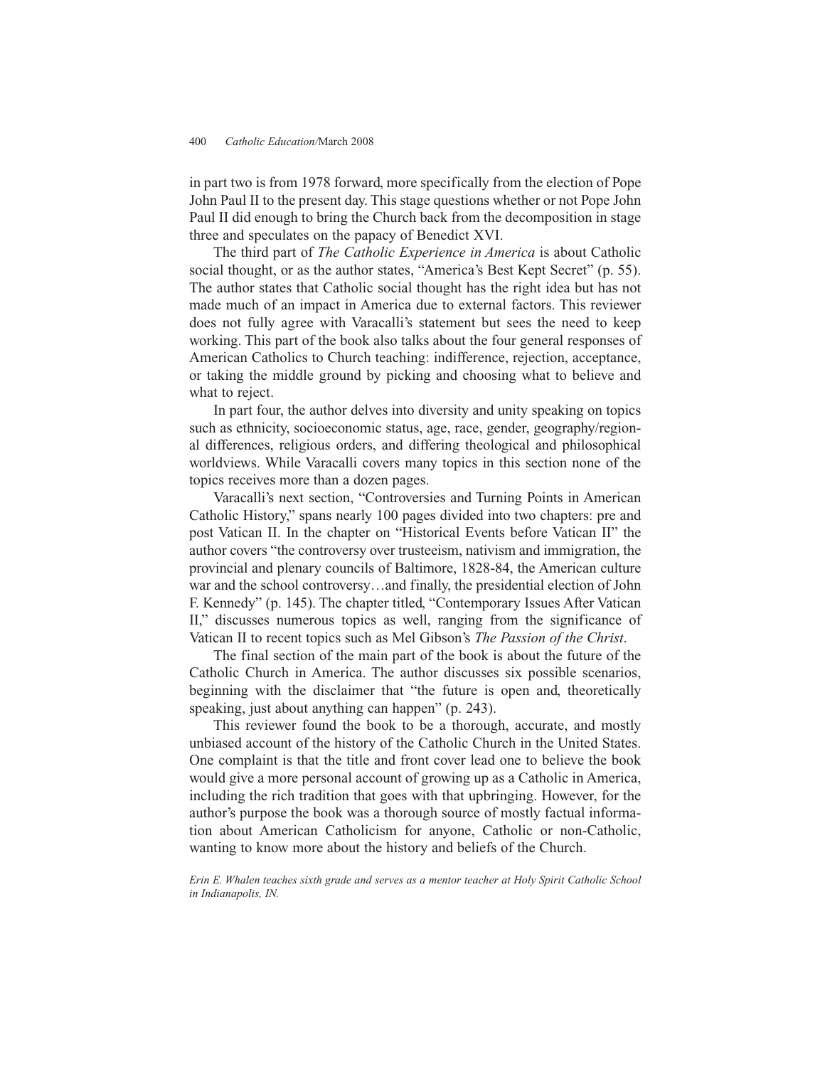in part two is from 1978 forward, more specifically from the election of Pope John Paul II to the present day. This stage questions whether or not Pope John Paul II did enough to bring the Church back from the decomposition in stage three and speculates on the papacy of Benedict XVI.

The third part of *The Catholic Experience in America* is about Catholic social thought, or as the author states, "America's Best Kept Secret" (p. 55). The author states that Catholic social thought has the right idea but has not made much of an impact in America due to external factors. This reviewer does not fully agree with Varacalli's statement but sees the need to keep working. This part of the book also talks about the four general responses of American Catholics to Church teaching: indifference, rejection, acceptance, or taking the middle ground by picking and choosing what to believe and what to reject.

In part four, the author delves into diversity and unity speaking on topics such as ethnicity, socioeconomic status, age, race, gender, geography/regional differences, religious orders, and differing theological and philosophical worldviews. While Varacalli covers many topics in this section none of the topics receives more than a dozen pages.

Varacalli's next section, "Controversies and Turning Points in American Catholic History," spans nearly 100 pages divided into two chapters: pre and post Vatican II. In the chapter on "Historical Events before Vatican II" the author covers "the controversy over trusteeism, nativism and immigration, the provincial and plenary councils of Baltimore, 1828-84, the American culture war and the school controversy…and finally, the presidential election of John F. Kennedy" (p. 145). The chapter titled, "Contemporary Issues After Vatican II," discusses numerous topics as well, ranging from the significance of Vatican II to recent topics such as Mel Gibson's *The Passion of the Christ*.

The final section of the main part of the book is about the future of the Catholic Church in America. The author discusses six possible scenarios, beginning with the disclaimer that "the future is open and, theoretically speaking, just about anything can happen" (p. 243).

This reviewer found the book to be a thorough, accurate, and mostly unbiased account of the history of the Catholic Church in the United States. One complaint is that the title and front cover lead one to believe the book would give a more personal account of growing up as a Catholic in America, including the rich tradition that goes with that upbringing. However, for the author's purpose the book was a thorough source of mostly factual information about American Catholicism for anyone, Catholic or non-Catholic, wanting to know more about the history and beliefs of the Church.

*Erin E. Whalen teaches sixth grade and serves as a mentor teacher at Holy Spirit Catholic School in Indianapolis, IN.*